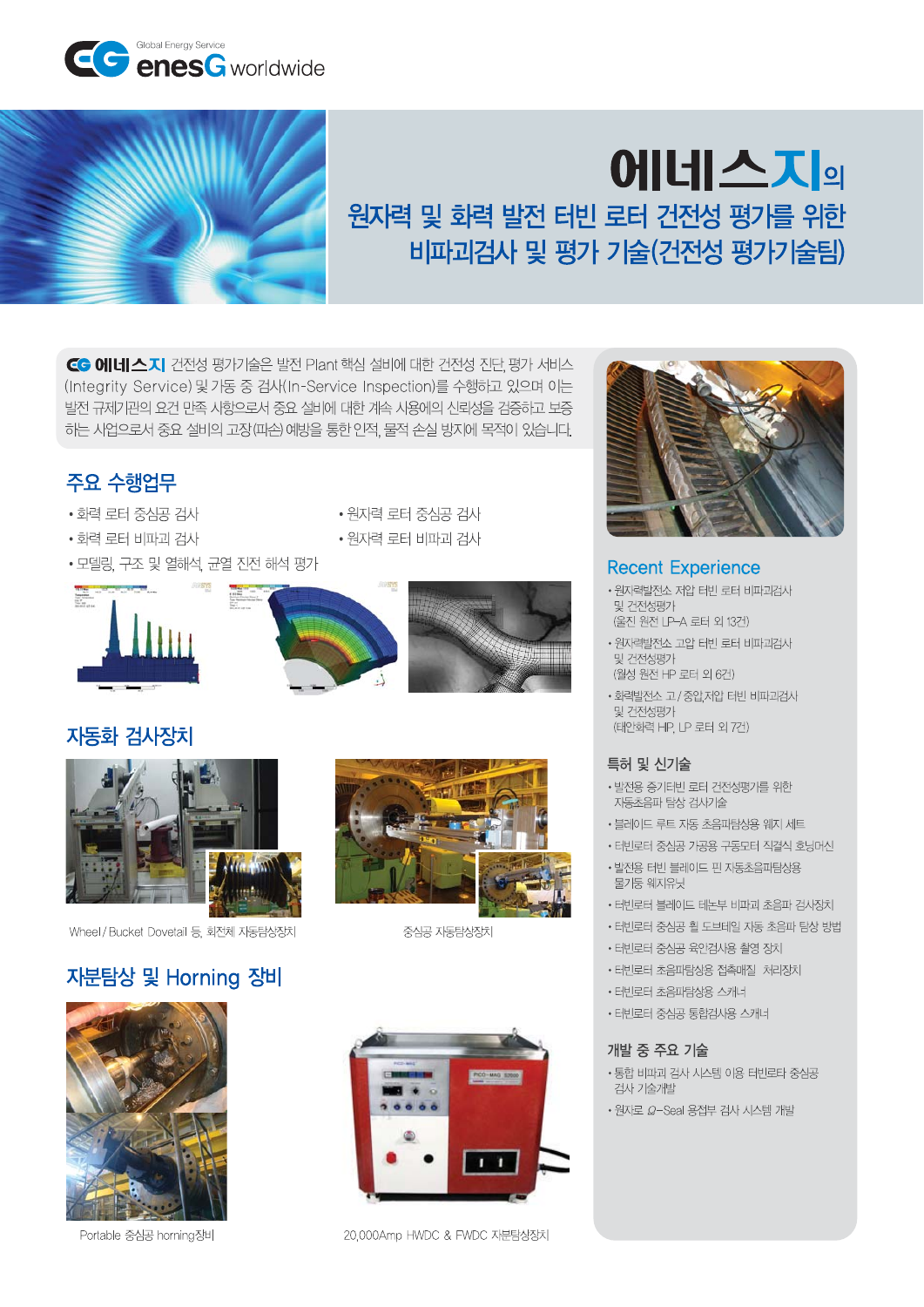Global Energy Service
enesG worldwide

# 에네스지의 원자력 및 화력 발전 터빈 로터 건전성 평가를 위한 비파괴검사 및 평가 기술(건전성 평가기술팀)

**에네스지** 건전성 평가기술은 발전 Plant 핵심 설비에 대한 건전성 진단, 평가 서비스(Integrity Service) 및 가동 중 검사(In-Service Inspection)를 수행하고 있으며 이는 발전 규제기관의 요건 만족 사항으로서 중요 설비에 대한 계속 사용에의 신뢰성을 검증하고 보증하는 사업으로서 중요 설비의 고장(파손) 예방을 통한 인적, 물적 손실 방지에 목적이 있습니다.

## 주요 수행업무

- 화력 로터 중심공 검사
- 화력 로터 비파괴 검사
- 모델링, 구조 및 열해석, 균열 진전 해석 평가
- 원자력 로터 중심공 검사
- 원자력 로터 비파괴 검사

## 자동화 검사장치

Wheel/Bucket Dovetail 등, 회전체 자동탐상장치

중심공 자동탐상장치

## 자분탐상 및 Horning 장비

Portable 중심공 horning장비

20,000Amp HWDC & FWDC 자분탐상장치

## Recent Experience

- 원자력발전소 저압 터빈 로터 비파괴검사 및 건전성평가
  (울진 원전 LP-A 로터 외 13건)
- 원자력발전소 고압 터빈 로터 비파괴검사 및 건전성평가
  (월성 원전 HP 로터 외 6건)
- 화력발전소 고/중압,저압 터빈 비파괴검사 및 건전성평가
  (태안화력 HP, LP 로터 외 7건)

## 특허 및 신기술

- 발전용 증기터빈 로터 건전성평가를 위한 자동초음파 탐상 검사기술
- 블레이드 루트 자동 초음파탐상용 웨지 세트
- 터빈로터 중심공 가공용 구동모터 직결식 호닝머신
- 발전용 터빈 블레이드 핀 자동초음파탐상용 물기둥 웨지유닛
- 터빈로터 블레이드 테논부 비파괴 초음파 검사장치
- 터빈로터 중심공 휠 도브테일 자동 초음파 탐상 방법
- 터빈로터 중심공 육안검사용 촬영 장치
- 터빈로터 초음파탐상용 접촉매질 처리장치
- 터빈로터 초음파탐상용 스캐너
- 터빈로터 중심공 통합검사용 스캐너

## 개발 중 주요 기술

- 통합 비파괴 검사 시스템 이용 터빈로타 중심공 검사 기술개발
- 원자로 $\Omega$-Seal 용접부 검사 시스템 개발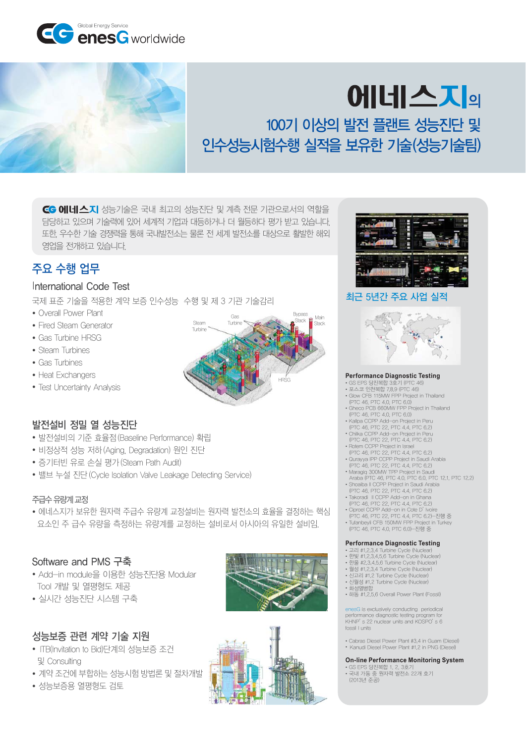Global Energy Service
enesG worldwide

# 에네스지의
## 100기 이상의 발전 플랜트 성능진단 및 인수성능시험수행 실적을 보유한 기술(성능기술팀)

**에네스지** 성능기술은 국내 최고의 성능진단 및 계측 전문 기관으로서의 역할을 담당하고 있으며 기술력에 있어 세계적 기업과 대등하거나 더 월등하다 평가 받고 있습니다. 또한, 우수한 기술 경쟁력을 통해 국내발전소는 물론 전 세계 발전소를 대상으로 활발한 해외 영업을 전개하고 있습니다.

## 주요 수행 업무

### International Code Test

국제 표준 기술을 적용한 계약 보증 인수성능 수행 및 제 3 기관 기술감리

- Overall Power Plant
- Fired Steam Generator
- Gas Turbine HRSG
- Steam Turbines
- Gas Turbines
- Heat Exchangers
- Test Uncertainty Analysis

Steam Turbine / Gas Turbine / Bypass Stack / Main Stack / HRSG

### 발전설비 정밀 열 성능진단

- 발전설비의 기준 효율점(Baseline Performance) 확립
- 비정상적 성능 저하(Aging, Degradation) 원인 진단
- 증기터빈 유로 손실 평가(Steam Path Audit)
- 밸브 누설 진단(Cycle Isolation Valve Leakage Detecting Service)

### 주급수 유량계 교정

- 에네스지가 보유한 원자력 주급수 유량계 교정설비는 원자력 발전소의 효율을 결정하는 핵심 요소인 주 급수 유량을 측정하는 유량계를 교정하는 설비로서 아시아의 유일한 설비임.

### Software and PMS 구축

- Add-in module을 이용한 성능진단용 Modular Tool 개발 및 열평형도 제공
- 실시간 성능진단 시스템 구축

### 성능보증 관련 계약 기술 지원

- ITB(Invitation to Bid)단계의 성능보증 조건 및 Consulting
- 계약 조건에 부합하는 성능시험 방법론 및 절차개발
- 성능보증용 열평형도 검토

## 최근 5년간 주요 사업 실적

**Performance Diagnostic Testing**

- GS EPS 당진복합 3호기 (PTC 46)
- 포스코 인천복합 7,8,9 (PTC 46)
- Glow CFB 115MW FPP Project in Thailand (PTC 46, PTC 4.0, PTC 6.0)
- Gheco PCB 660MW FPP Project in Thailand (PTC 46, PTC 4.0, PTC 6.0)
- Kallpa CCPP Add-on Project in Peru (PTC 46, PTC 22, PTC 4.4, PTC 6.2)
- Chilka CCPP Add-on Project in Peru (PTC 46, PTC 22, PTC 4.4, PTC 6.2)
- Rotem CCPP Project in Israel (PTC 46, PTC 22, PTC 4.4, PTC 6.2)
- Qurayya IPP CCPP Project in Saudi Arabia (PTC 46, PTC 22, PTC 4.4, PTC 6.2)
- Maragiq 300MW TPP Project in Saudi Arabia (PTC 46, PTC 4.0, PTC 6.0, PTC 12.1, PTC 12.2)
- Shoaiba II CCPP Project in Saudi Arabia (PTC 46, PTC 22, PTC 4.4, PTC 6.2)
- Takoradi II CCPP Add-on in Ghana (PTC 46, PTC 22, PTC 4.4, PTC 6.2)
- Ciprel CCPP Add-on in Cote D' Ivoire (PTC 46, PTC 22, PTC 4.4, PTC 6.2)-진행 중
- Tufanbeyli CFB 150MW FPP Project in Turkey (PTC 46, PTC 4.0, PTC 6.0)-진행 중

**Performance Diagnostic Testing**

- 고리 #1,2,3,4 Turbine Cycle (Nuclear)
- 한빛 #1,2,3,4,5,6 Turbine Cycle (Nuclear)
- 한울 #2,3,4,5,6 Turbine Cycle (Nuclear)
- 월성 #1,2,3,4 Turbine Cycle (Nuclear)
- 신고리 #1,2 Turbine Cycle (Nuclear)
- 신월성 #1,2 Turbine Cycle (Nuclear)
- 화성열병합
- 하동 #1,2,5,6 Overall Power Plant (Fossil)

enesG is exclusively conducting periodical performance diagnostic testing program for KHNP' s 22 nuclear units and KOSPO' s 6 fossil l units

- Cabras Diesel Power Plant #3,4 in Guam (Diesel)
- Kanudi Diesel Power Plant #1,2 in PNG (Diesel)

**On-line Performance Monitoring System**

- GS EPS 당진복합 1, 2, 3호기
- 국내 가동 중 원자력 발전소 22개 호기 (2013년 준공)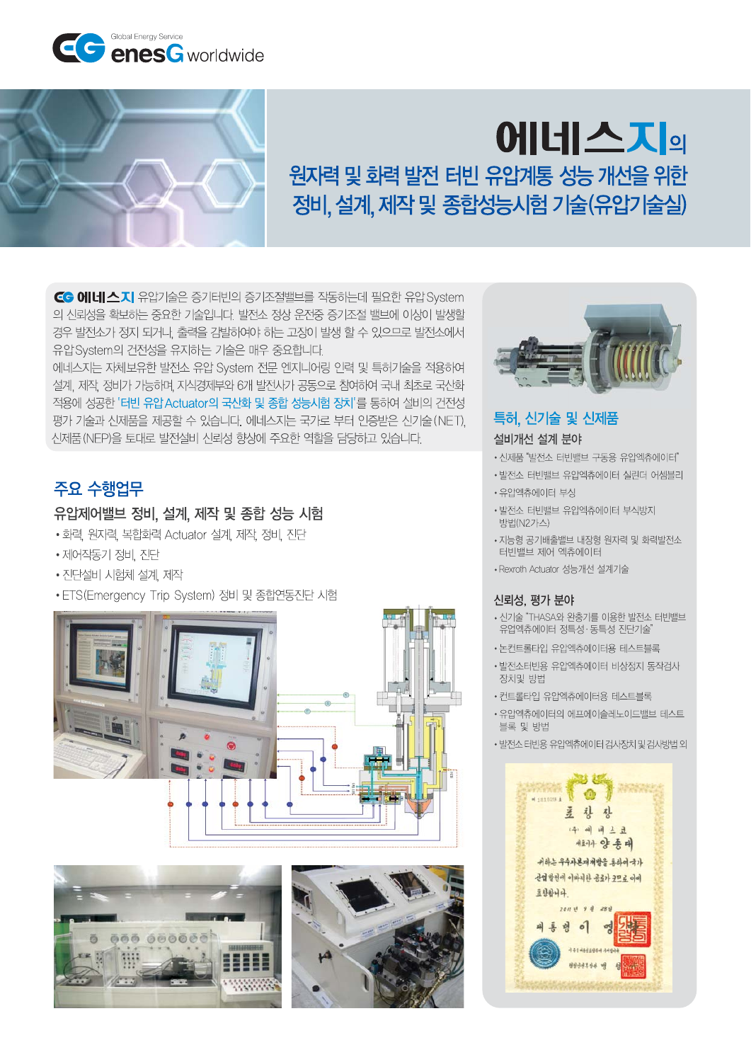Global Energy Service
enesG worldwide

# 에네스지의

## 원자력 및 화력 발전 터빈 유압계통 성능 개선을 위한 정비, 설계, 제작 및 종합성능시험 기술(유압기술실)

**에네스지** 유압기술은 증기터빈의 증기조절밸브를 작동하는데 필요한 유압System의 신뢰성을 확보하는 중요한 기술입니다. 발전소 정상 운전중 증기조절 밸브에 이상이 발생할 경우 발전소가 정지 되거나, 출력을 감발하여야 하는 고장이 발생 할 수 있으므로 발전소에서 유압System의 건전성을 유지하는 기술은 매우 중요합니다.
에네스지는 자체보유한 발전소 유압 System 전문 엔지니어링 인력 및 특허기술을 적용하여 설계, 제작, 정비가 가능하며, 지식경제부와 6개 발전사가 공동으로 참여하여 국내 최초로 국산화 적용에 성공한 '터빈 유압Actuator의 국산화 및 종합 성능시험 장치'를 통하여 설비의 건전성 평가 기술과 신제품을 제공할 수 있습니다. 에네스지는 국가로 부터 인증받은 신기술(NET), 신제품(NEP)을 토대로 발전설비 신뢰성 향상에 주요한 역할을 담당하고 있습니다.

### 주요 수행업무

#### 유압제어밸브 정비, 설계, 제작 및 종합 성능 시험

- 화력, 원자력, 복합화력 Actuator 설계, 제작, 정비, 진단
- 제어작동기 정비, 진단
- 진단설비 시험체 설계, 제작
- ETS(Emergency Trip System) 정비 및 종합연동진단 시험

### 특허, 신기술 및 신제품

#### 설비개선 설계 분야

- 신제품 "발전소 터빈밸브 구동용 유압엑츄에이터"
- 발전소 터빈밸브 유압엑츄에이터 실린더 어셈블리
- 유압엑츄에이터 부싱
- 발전소 터빈밸브 유압엑츄에이터 부식방지 방법(N2가스)
- 지능형 공기배출밸브 내장형 원자력 및 화력발전소 터빈밸브 제어 엑츄에이터
- Rexroth Actuator 성능개선 설계기술

#### 신뢰성, 평가 분야

- 신기술 "THASA와 완충기를 이용한 발전소 터빈밸브 유압엑츄에이터 정특성·동특성 진단기술"
- 논컨트롤타입 유압엑츄에이터용 테스트블록
- 발전소터빈용 유압엑츄에이터 비상정지 동작검사 장치및 방법
- 컨트롤타입 유압엑츄에이터용 테스트블록
- 유압엑츄에이터의 에프에이솔레노이드밸브 테스트 블록 및 방법
- 발전소 터빈용 유압엑츄에이터 검사장치 및 검사방법 외